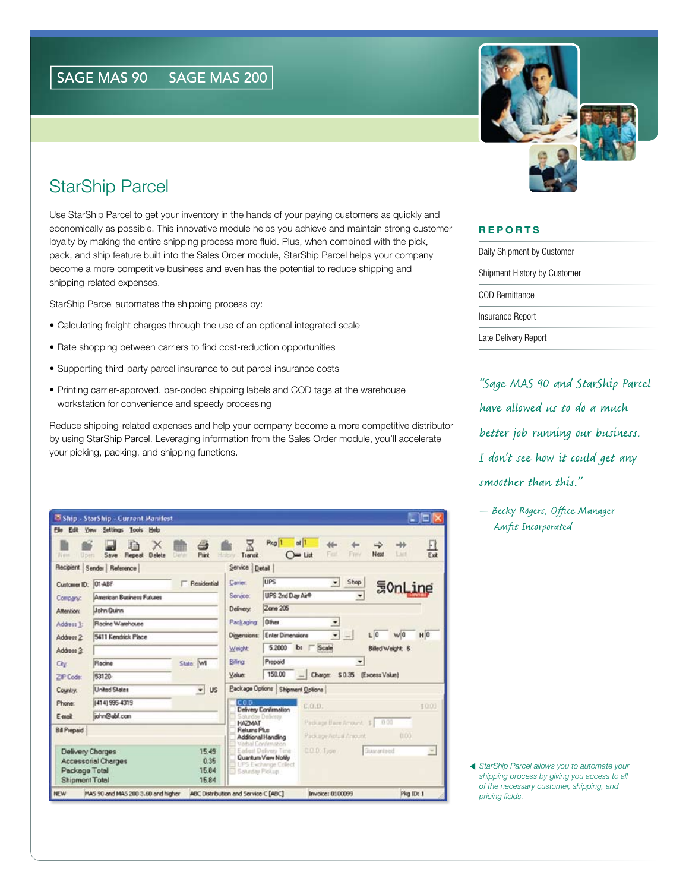SAGE MAS 90 SAGE MAS 200

# StarShip Parcel

Use StarShip Parcel to get your inventory in the hands of your paying customers as quickly and economically as possible. This innovative module helps you achieve and maintain strong customer loyalty by making the entire shipping process more fluid. Plus, when combined with the pick, pack, and ship feature built into the Sales Order module, StarShip Parcel helps your company become a more competitive business and even has the potential to reduce shipping and shipping-related expenses.

StarShip Parcel automates the shipping process by:

- Calculating freight charges through the use of an optional integrated scale
- Rate shopping between carriers to find cost-reduction opportunities
- Supporting third-party parcel insurance to cut parcel insurance costs
- Printing carrier-approved, bar-coded shipping labels and COD tags at the warehouse workstation for convenience and speedy processing

Reduce shipping-related expenses and help your company become a more competitive distributor by using StarShip Parcel. Leveraging information from the Sales Order module, you'll accelerate your picking, packing, and shipping functions.

StarShip Parcel allows you to automate your shipping process by giving you access to all of the necessary customer, shipping, and pricing fields.

## REPORTS

- Daily Shipment by Customer
- Shipment History by Customer
- COD Remittance
- Insurance Report
- Late Delivery Report

*"Sage MAS 90 and StarShip Parcel have allowed us to do a much better job running our business. I don't see how it could get any smoother than this."*

*— Becky Rogers, Office Manager*
*Amfit Incorporated*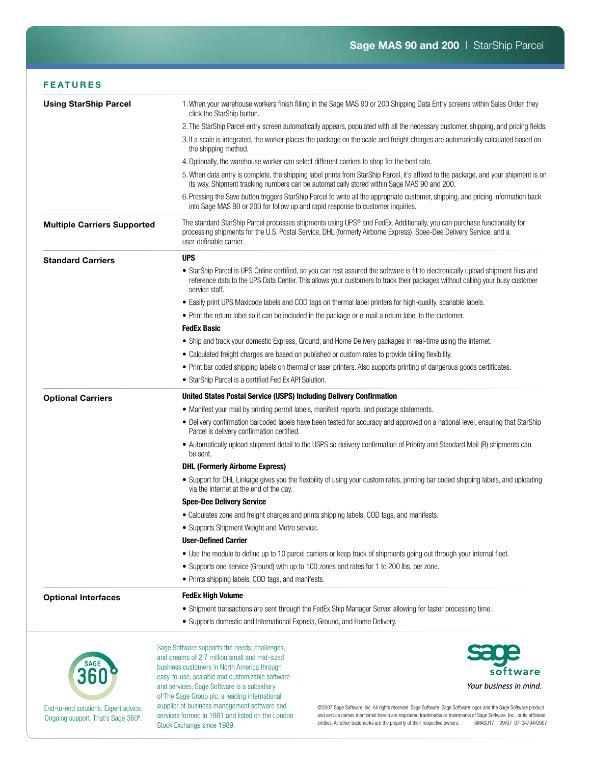## FEATURES

**Using StarShip Parcel**

1. When your warehouse workers finish filling in the Sage MAS 90 or 200 Shipping Data Entry screens within Sales Order, they click the StarShip button.
2. The StarShip Parcel entry screen automatically appears, populated with all the necessary customer, shipping, and pricing fields.
3. If a scale is integrated, the worker places the package on the scale and freight charges are automatically calculated based on the shipping method.
4. Optionally, the warehouse worker can select different carriers to shop for the best rate.
5. When data entry is complete, the shipping label prints from StarShip Parcel, it's affixed to the package, and your shipment is on its way. Shipment tracking numbers can be automatically stored within Sage MAS 90 and 200.
6. Pressing the Save button triggers StarShip Parcel to write all the appropriate customer, shipping, and pricing information back into Sage MAS 90 or 200 for follow up and rapid response to customer inquiries.

**Multiple Carriers Supported**

The standard StarShip Parcel processes shipments using UPS® and FedEx. Additionally, you can purchase functionality for processing shipments for the U.S. Postal Service, DHL (formerly Airborne Express), Spee-Dee Delivery Service, and a user-definable carrier.

**Standard Carriers**

**UPS**

- StarShip Parcel is UPS Online certified, so you can rest assured the software is fit to electronically upload shipment files and reference data to the UPS Data Center. This allows your customers to track their packages without calling your busy customer service staff.
- Easily print UPS Maxicode labels and COD tags on thermal label printers for high-quality, scanable labels.
- Print the return label so it can be included in the package or e-mail a return label to the customer.

**FedEx Basic**

- Ship and track your domestic Express, Ground, and Home Delivery packages in real-time using the Internet.
- Calculated freight charges are based on published or custom rates to provide billing flexibility.
- Print bar coded shipping labels on thermal or laser printers. Also supports printing of dangerous goods certificates.
- StarShip Parcel is a certified Fed Ex API Solution.

**Optional Carriers**

**United States Postal Service (USPS) Including Delivery Confirmation**

- Manifest your mail by printing permit labels, manifest reports, and postage statements.
- Delivery confirmation barcoded labels have been tested for accuracy and approved on a national level, ensuring that StarShip Parcel is delivery confirmation certified.
- Automatically upload shipment detail to the USPS so delivery confirmation of Priority and Standard Mail (B) shipments can be sent.

**DHL (Formerly Airborne Express)**

- Support for DHL Linkage gives you the flexibility of using your custom rates, printing bar coded shipping labels, and uploading via the Internet at the end of the day.

**Spee-Dee Delivery Service**

- Calculates zone and freight charges and prints shipping labels, COD tags, and manifests.
- Supports Shipment Weight and Metro service.

**User-Defined Carrier**

- Use the module to define up to 10 parcel carriers or keep track of shipments going out through your internal fleet.
- Supports one service (Ground) with up to 100 zones and rates for 1 to 200 lbs. per zone.
- Prints shipping labels, COD tags, and manifests.

**Optional Interfaces**

**FedEx High Volume**

- Shipment transactions are sent through the FedEx Ship Manager Server allowing for faster processing time.
- Supports domestic and International Express, Ground, and Home Delivery.

SAGE 360°

End-to-end solutions. Expert advice. Ongoing support. That's Sage 360°.

Sage Software supports the needs, challenges, and dreams of 2.7 million small and mid-sized business customers in North America through easy-to-use, scalable and customizable software and services. Sage Software is a subsidiary of The Sage Group plc, a leading international supplier of business management software and services formed in 1981 and listed on the London Stock Exchange since 1989.

sage software

*Your business in mind.*

©2007 Sage Software, Inc. All rights reserved. Sage Software, Sage Software logos and the Sage Software product and service names mentioned herein are registered trademarks or trademarks of Sage Software, Inc., or its affiliated entities. All other trademarks are the property of their respective owners. 5MAS017 09/07 07-04704/0907